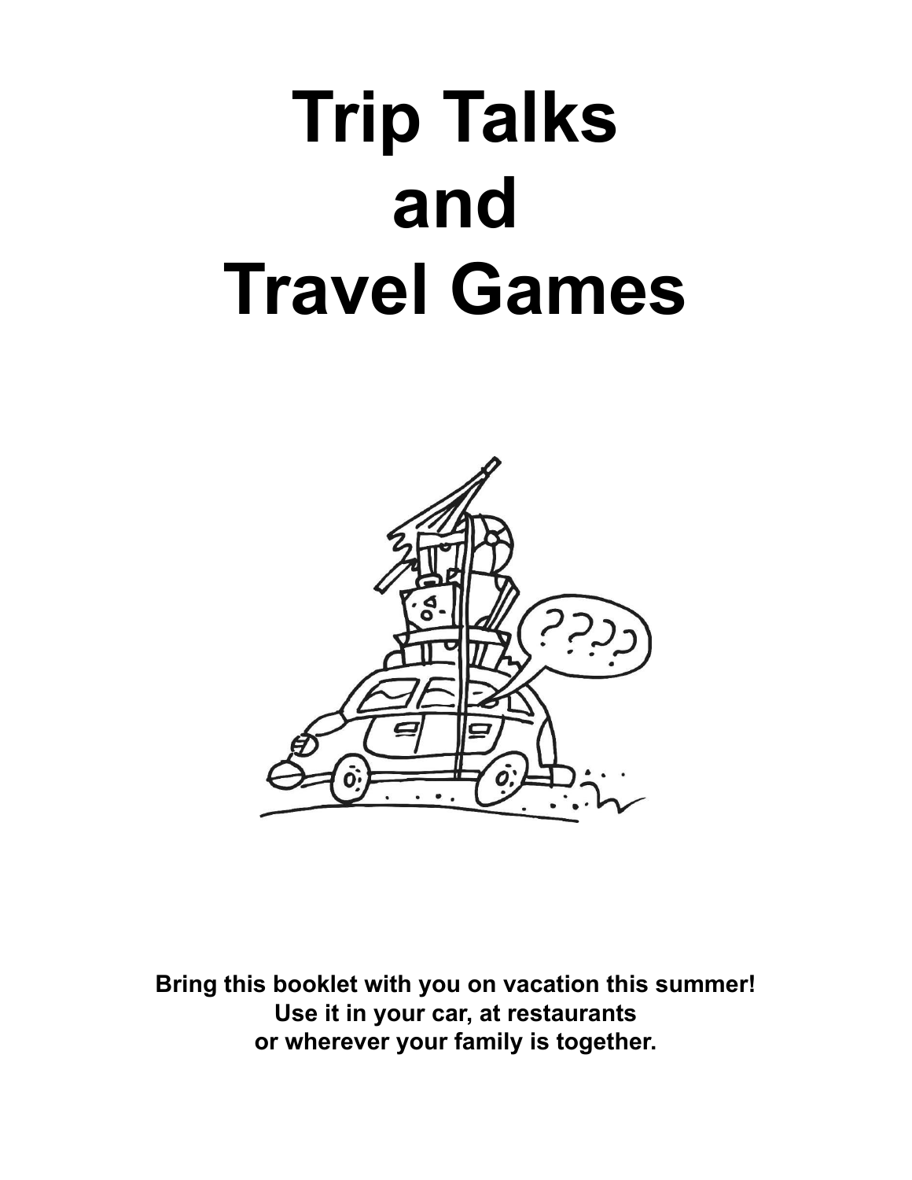# Trip Talks and Travel Games

**Bring this booklet with you on vacation this summer!**
**Use it in your car, at restaurants**
**or wherever your family is together.**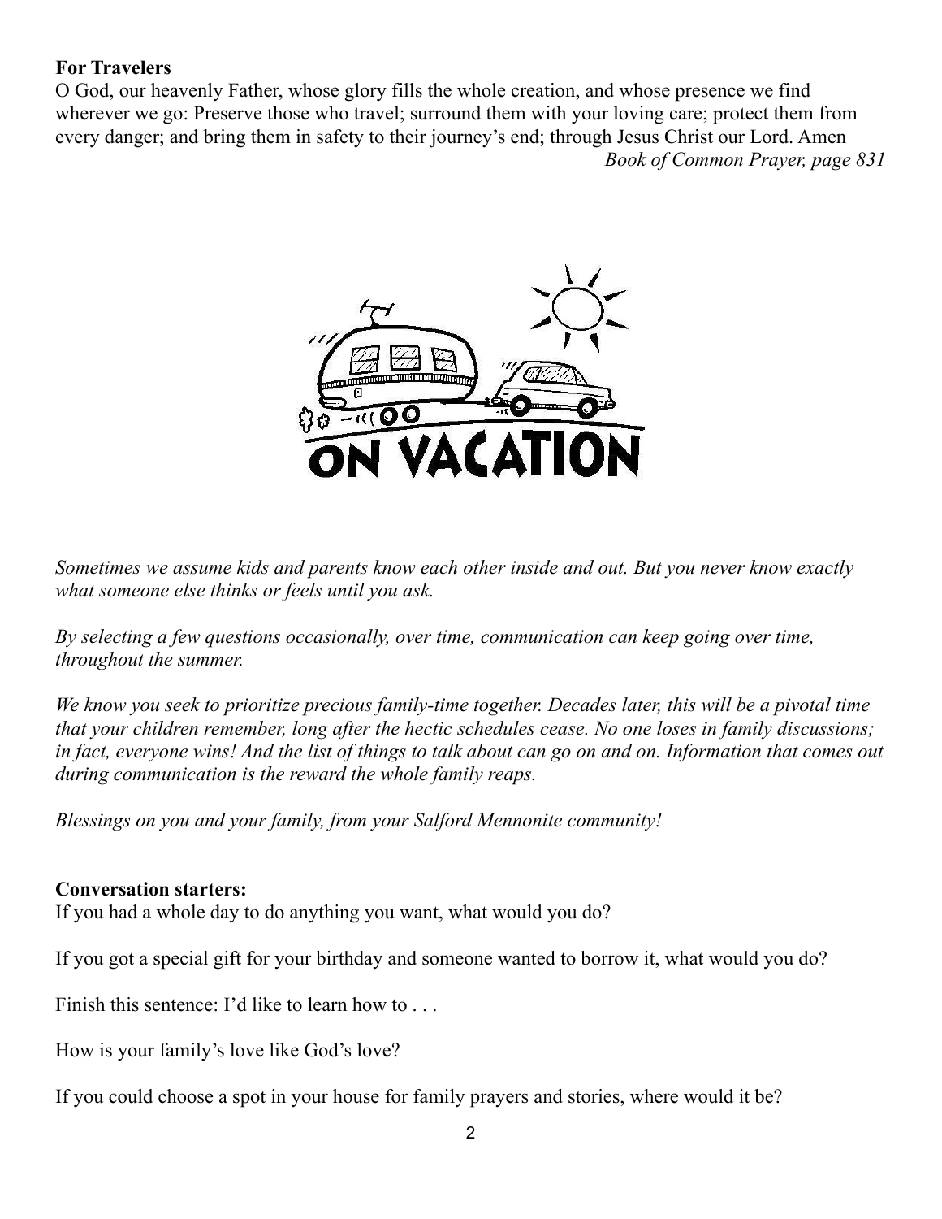**For Travelers**

O God, our heavenly Father, whose glory fills the whole creation, and whose presence we find wherever we go: Preserve those who travel; surround them with your loving care; protect them from every danger; and bring them in safety to their journey's end; through Jesus Christ our Lord. Amen

*Book of Common Prayer, page 831*

ON VACATION

*Sometimes we assume kids and parents know each other inside and out. But you never know exactly what someone else thinks or feels until you ask.*

*By selecting a few questions occasionally, over time, communication can keep going over time, throughout the summer.*

*We know you seek to prioritize precious family-time together. Decades later, this will be a pivotal time that your children remember, long after the hectic schedules cease. No one loses in family discussions; in fact, everyone wins! And the list of things to talk about can go on and on. Information that comes out during communication is the reward the whole family reaps.*

*Blessings on you and your family, from your Salford Mennonite community!*

**Conversation starters:**

If you had a whole day to do anything you want, what would you do?

If you got a special gift for your birthday and someone wanted to borrow it, what would you do?

Finish this sentence: I'd like to learn how to . . .

How is your family's love like God's love?

If you could choose a spot in your house for family prayers and stories, where would it be?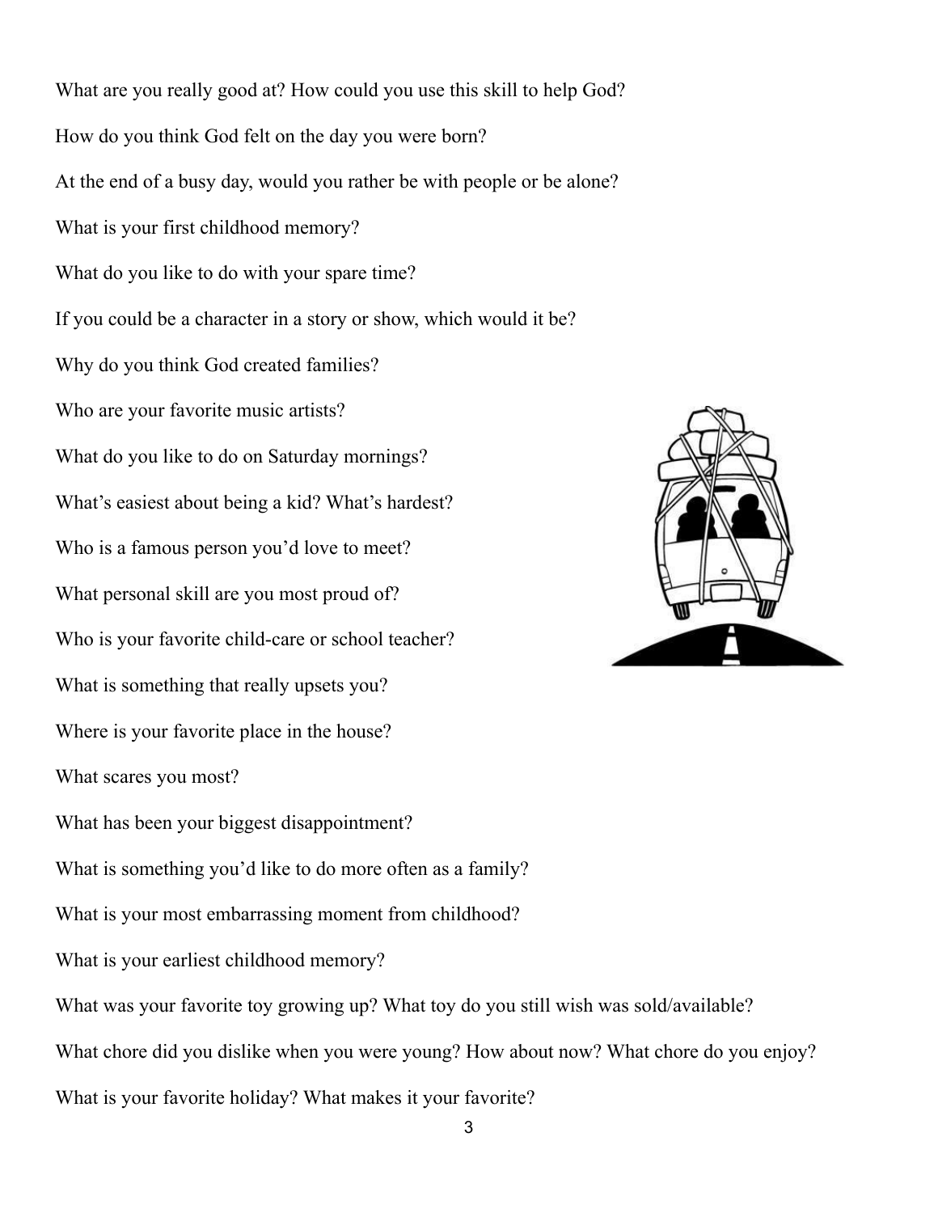What are you really good at? How could you use this skill to help God?

How do you think God felt on the day you were born?

At the end of a busy day, would you rather be with people or be alone?

What is your first childhood memory?

What do you like to do with your spare time?

If you could be a character in a story or show, which would it be?

Why do you think God created families?

Who are your favorite music artists?

What do you like to do on Saturday mornings?

What's easiest about being a kid? What's hardest?

Who is a famous person you'd love to meet?

What personal skill are you most proud of?

Who is your favorite child-care or school teacher?

What is something that really upsets you?

Where is your favorite place in the house?

What scares you most?

What has been your biggest disappointment?

What is something you'd like to do more often as a family?

What is your most embarrassing moment from childhood?

What is your earliest childhood memory?

What was your favorite toy growing up? What toy do you still wish was sold/available?

What chore did you dislike when you were young? How about now? What chore do you enjoy?

What is your favorite holiday? What makes it your favorite?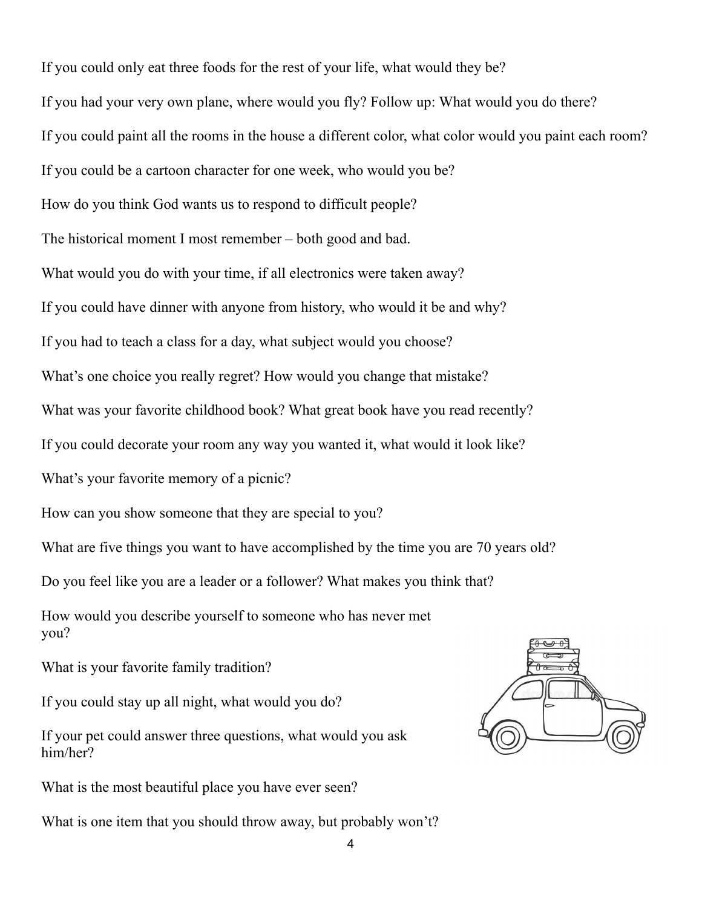If you could only eat three foods for the rest of your life, what would they be?

If you had your very own plane, where would you fly? Follow up: What would you do there?

If you could paint all the rooms in the house a different color, what color would you paint each room?

If you could be a cartoon character for one week, who would you be?

How do you think God wants us to respond to difficult people?

The historical moment I most remember – both good and bad.

What would you do with your time, if all electronics were taken away?

If you could have dinner with anyone from history, who would it be and why?

If you had to teach a class for a day, what subject would you choose?

What's one choice you really regret? How would you change that mistake?

What was your favorite childhood book? What great book have you read recently?

If you could decorate your room any way you wanted it, what would it look like?

What's your favorite memory of a picnic?

How can you show someone that they are special to you?

What are five things you want to have accomplished by the time you are 70 years old?

Do you feel like you are a leader or a follower? What makes you think that?

How would you describe yourself to someone who has never met you?

What is your favorite family tradition?

If you could stay up all night, what would you do?

If your pet could answer three questions, what would you ask him/her?

What is the most beautiful place you have ever seen?

What is one item that you should throw away, but probably won't?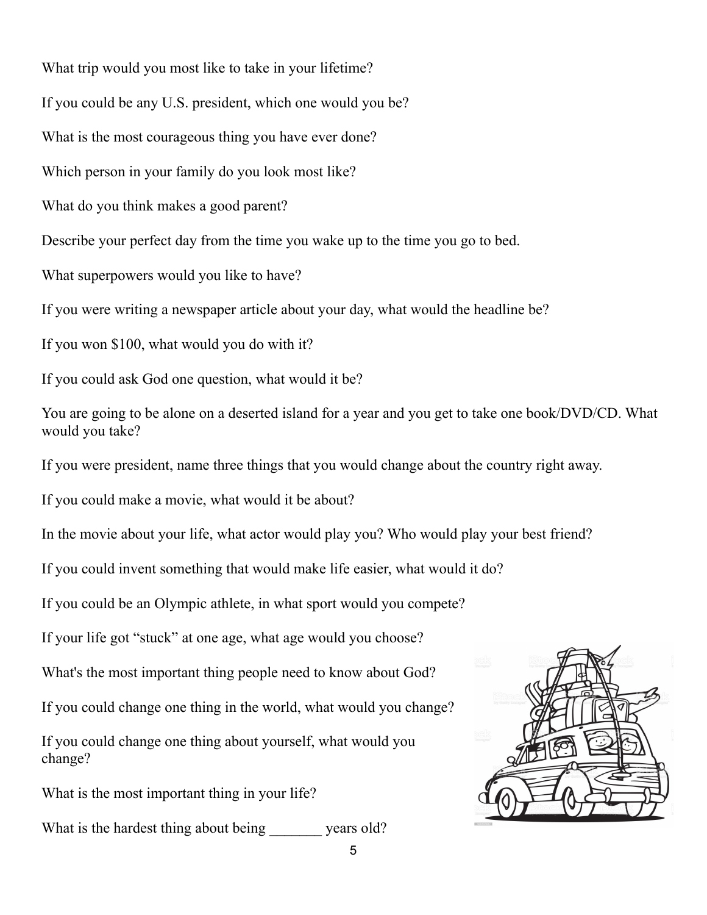What trip would you most like to take in your lifetime?

If you could be any U.S. president, which one would you be?

What is the most courageous thing you have ever done?

Which person in your family do you look most like?

What do you think makes a good parent?

Describe your perfect day from the time you wake up to the time you go to bed.

What superpowers would you like to have?

If you were writing a newspaper article about your day, what would the headline be?

If you won $100, what would you do with it?

If you could ask God one question, what would it be?

You are going to be alone on a deserted island for a year and you get to take one book/DVD/CD. What would you take?

If you were president, name three things that you would change about the country right away.

If you could make a movie, what would it be about?

In the movie about your life, what actor would play you? Who would play your best friend?

If you could invent something that would make life easier, what would it do?

If you could be an Olympic athlete, in what sport would you compete?

If your life got "stuck" at one age, what age would you choose?

What's the most important thing people need to know about God?

If you could change one thing in the world, what would you change?

If you could change one thing about yourself, what would you change?

What is the most important thing in your life?

What is the hardest thing about being _______ years old?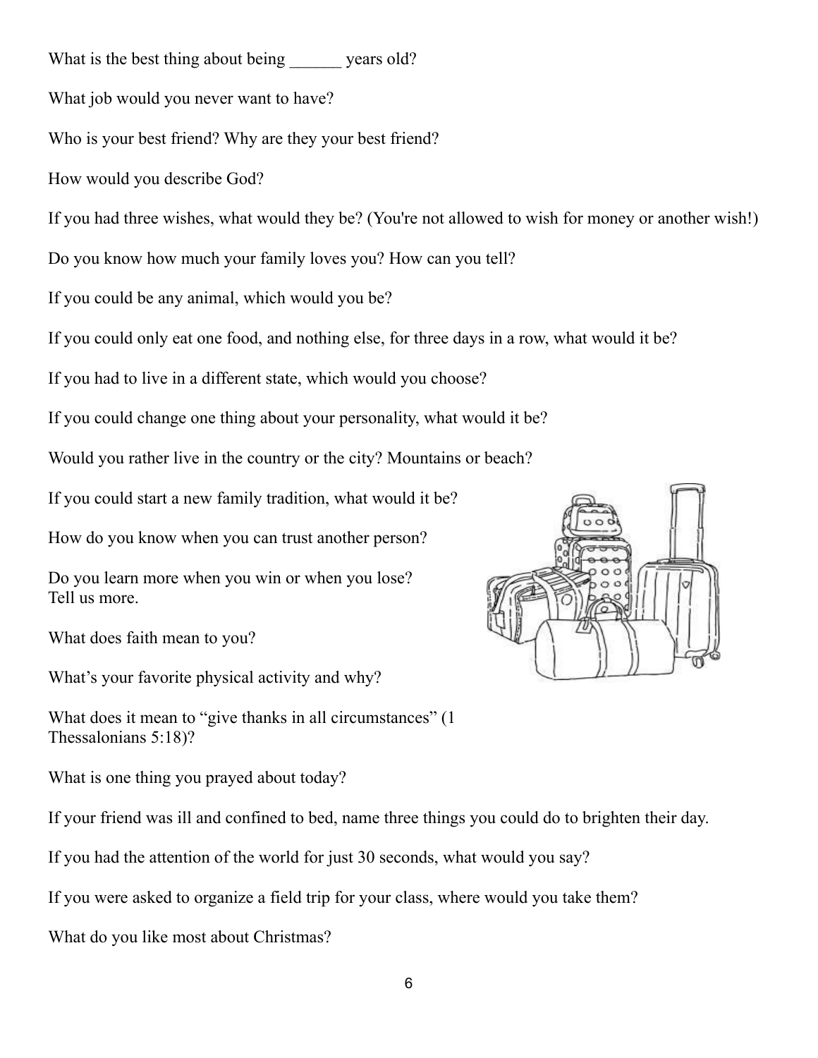What is the best thing about being ______ years old?

What job would you never want to have?

Who is your best friend? Why are they your best friend?

How would you describe God?

If you had three wishes, what would they be? (You're not allowed to wish for money or another wish!)

Do you know how much your family loves you? How can you tell?

If you could be any animal, which would you be?

If you could only eat one food, and nothing else, for three days in a row, what would it be?

If you had to live in a different state, which would you choose?

If you could change one thing about your personality, what would it be?

Would you rather live in the country or the city? Mountains or beach?

If you could start a new family tradition, what would it be?

How do you know when you can trust another person?

Do you learn more when you win or when you lose? Tell us more.

What does faith mean to you?

What's your favorite physical activity and why?

What does it mean to "give thanks in all circumstances" (1 Thessalonians 5:18)?

What is one thing you prayed about today?

If your friend was ill and confined to bed, name three things you could do to brighten their day.

If you had the attention of the world for just 30 seconds, what would you say?

If you were asked to organize a field trip for your class, where would you take them?

What do you like most about Christmas?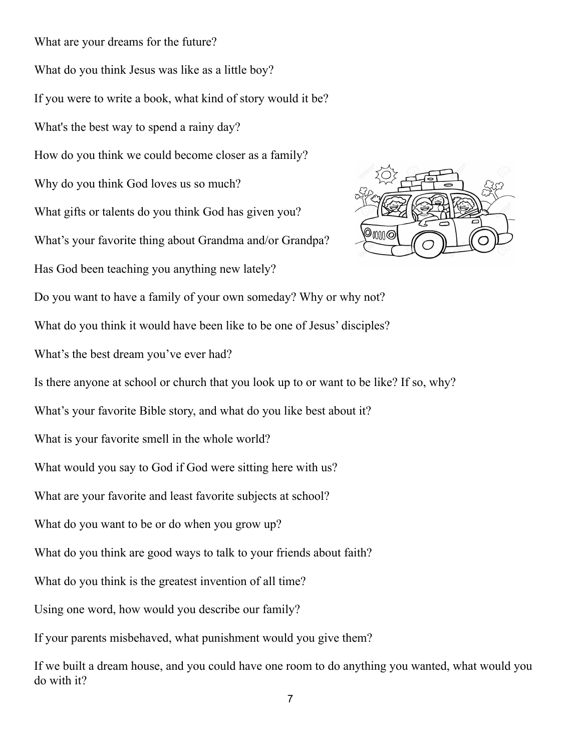What are your dreams for the future?

What do you think Jesus was like as a little boy?

If you were to write a book, what kind of story would it be?

What's the best way to spend a rainy day?

How do you think we could become closer as a family?

Why do you think God loves us so much?

What gifts or talents do you think God has given you?

What's your favorite thing about Grandma and/or Grandpa?

Has God been teaching you anything new lately?

Do you want to have a family of your own someday? Why or why not?

What do you think it would have been like to be one of Jesus' disciples?

What's the best dream you've ever had?

Is there anyone at school or church that you look up to or want to be like? If so, why?

What's your favorite Bible story, and what do you like best about it?

What is your favorite smell in the whole world?

What would you say to God if God were sitting here with us?

What are your favorite and least favorite subjects at school?

What do you want to be or do when you grow up?

What do you think are good ways to talk to your friends about faith?

What do you think is the greatest invention of all time?

Using one word, how would you describe our family?

If your parents misbehaved, what punishment would you give them?

If we built a dream house, and you could have one room to do anything you wanted, what would you do with it?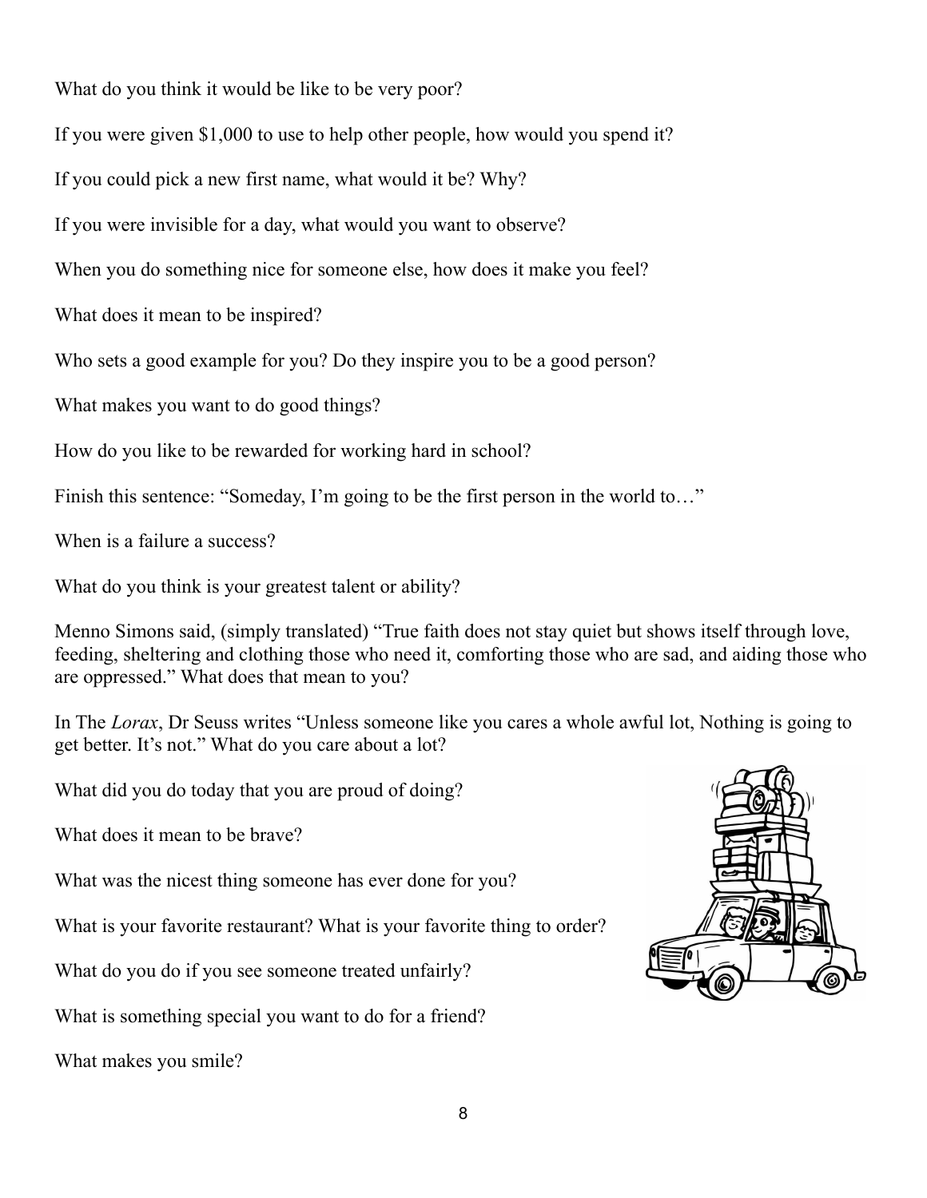What do you think it would be like to be very poor?

If you were given $1,000 to use to help other people, how would you spend it?

If you could pick a new first name, what would it be? Why?

If you were invisible for a day, what would you want to observe?

When you do something nice for someone else, how does it make you feel?

What does it mean to be inspired?

Who sets a good example for you? Do they inspire you to be a good person?

What makes you want to do good things?

How do you like to be rewarded for working hard in school?

Finish this sentence: "Someday, I'm going to be the first person in the world to…"

When is a failure a success?

What do you think is your greatest talent or ability?

Menno Simons said, (simply translated) "True faith does not stay quiet but shows itself through love, feeding, sheltering and clothing those who need it, comforting those who are sad, and aiding those who are oppressed." What does that mean to you?

In The *Lorax*, Dr Seuss writes "Unless someone like you cares a whole awful lot, Nothing is going to get better. It's not." What do you care about a lot?

What did you do today that you are proud of doing?

What does it mean to be brave?

What was the nicest thing someone has ever done for you?

What is your favorite restaurant? What is your favorite thing to order?

What do you do if you see someone treated unfairly?

What is something special you want to do for a friend?

What makes you smile?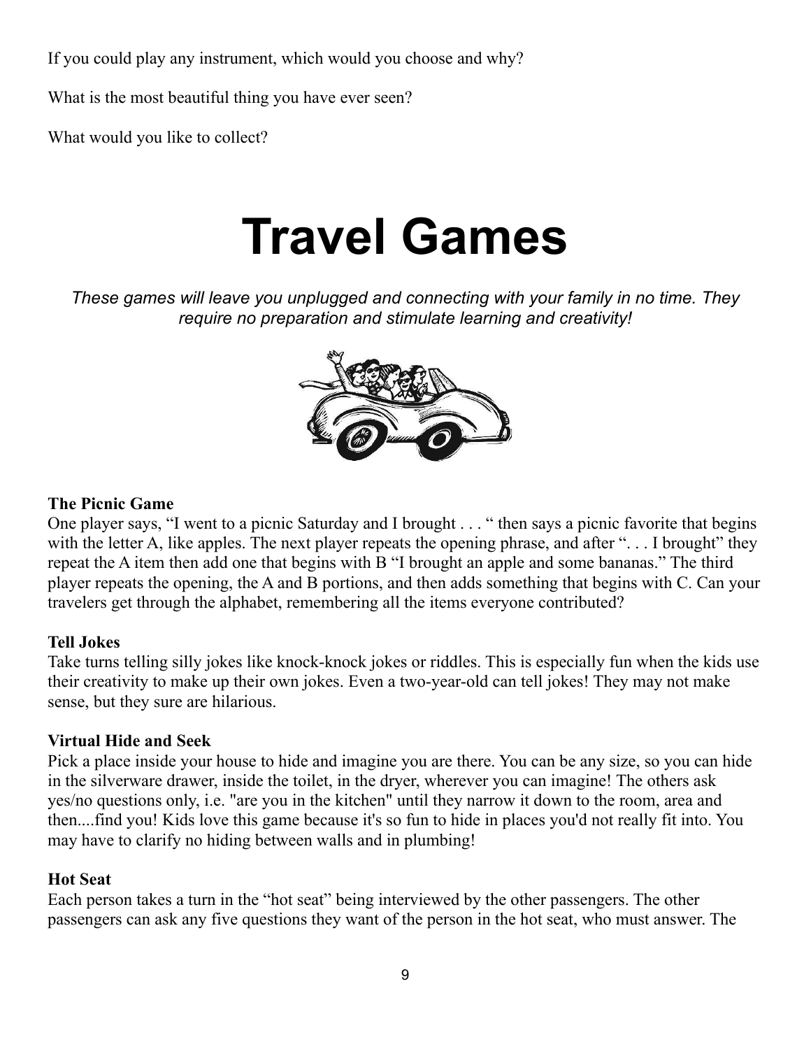If you could play any instrument, which would you choose and why?

What is the most beautiful thing you have ever seen?

What would you like to collect?

# Travel Games

*These games will leave you unplugged and connecting with your family in no time. They require no preparation and stimulate learning and creativity!*

**The Picnic Game**
One player says, "I went to a picnic Saturday and I brought . . . " then says a picnic favorite that begins with the letter A, like apples. The next player repeats the opening phrase, and after ". . . I brought" they repeat the A item then add one that begins with B "I brought an apple and some bananas." The third player repeats the opening, the A and B portions, and then adds something that begins with C. Can your travelers get through the alphabet, remembering all the items everyone contributed?

**Tell Jokes**
Take turns telling silly jokes like knock-knock jokes or riddles. This is especially fun when the kids use their creativity to make up their own jokes. Even a two-year-old can tell jokes! They may not make sense, but they sure are hilarious.

**Virtual Hide and Seek**
Pick a place inside your house to hide and imagine you are there. You can be any size, so you can hide in the silverware drawer, inside the toilet, in the dryer, wherever you can imagine! The others ask yes/no questions only, i.e. "are you in the kitchen" until they narrow it down to the room, area and then....find you! Kids love this game because it's so fun to hide in places you'd not really fit into. You may have to clarify no hiding between walls and in plumbing!

**Hot Seat**
Each person takes a turn in the "hot seat" being interviewed by the other passengers. The other passengers can ask any five questions they want of the person in the hot seat, who must answer. The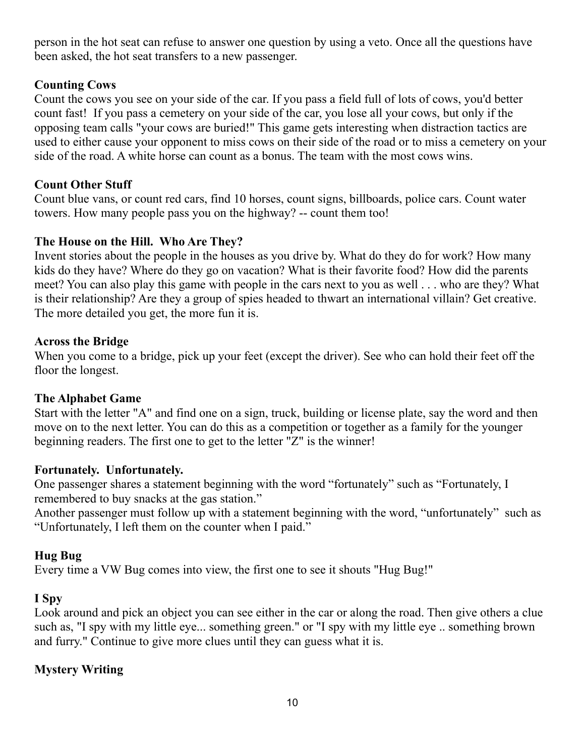person in the hot seat can refuse to answer one question by using a veto. Once all the questions have been asked, the hot seat transfers to a new passenger.

**Counting Cows**

Count the cows you see on your side of the car. If you pass a field full of lots of cows, you'd better count fast! If you pass a cemetery on your side of the car, you lose all your cows, but only if the opposing team calls "your cows are buried!" This game gets interesting when distraction tactics are used to either cause your opponent to miss cows on their side of the road or to miss a cemetery on your side of the road. A white horse can count as a bonus. The team with the most cows wins.

**Count Other Stuff**

Count blue vans, or count red cars, find 10 horses, count signs, billboards, police cars. Count water towers. How many people pass you on the highway? -- count them too!

**The House on the Hill. Who Are They?**

Invent stories about the people in the houses as you drive by. What do they do for work? How many kids do they have? Where do they go on vacation? What is their favorite food? How did the parents meet? You can also play this game with people in the cars next to you as well . . . who are they? What is their relationship? Are they a group of spies headed to thwart an international villain? Get creative. The more detailed you get, the more fun it is.

**Across the Bridge**

When you come to a bridge, pick up your feet (except the driver). See who can hold their feet off the floor the longest.

**The Alphabet Game**

Start with the letter "A" and find one on a sign, truck, building or license plate, say the word and then move on to the next letter. You can do this as a competition or together as a family for the younger beginning readers. The first one to get to the letter "Z" is the winner!

**Fortunately. Unfortunately.**

One passenger shares a statement beginning with the word “fortunately” such as “Fortunately, I remembered to buy snacks at the gas station.”
Another passenger must follow up with a statement beginning with the word, “unfortunately” such as “Unfortunately, I left them on the counter when I paid.”

**Hug Bug**

Every time a VW Bug comes into view, the first one to see it shouts "Hug Bug!"

**I Spy**

Look around and pick an object you can see either in the car or along the road. Then give others a clue such as, "I spy with my little eye... something green." or "I spy with my little eye .. something brown and furry." Continue to give more clues until they can guess what it is.

**Mystery Writing**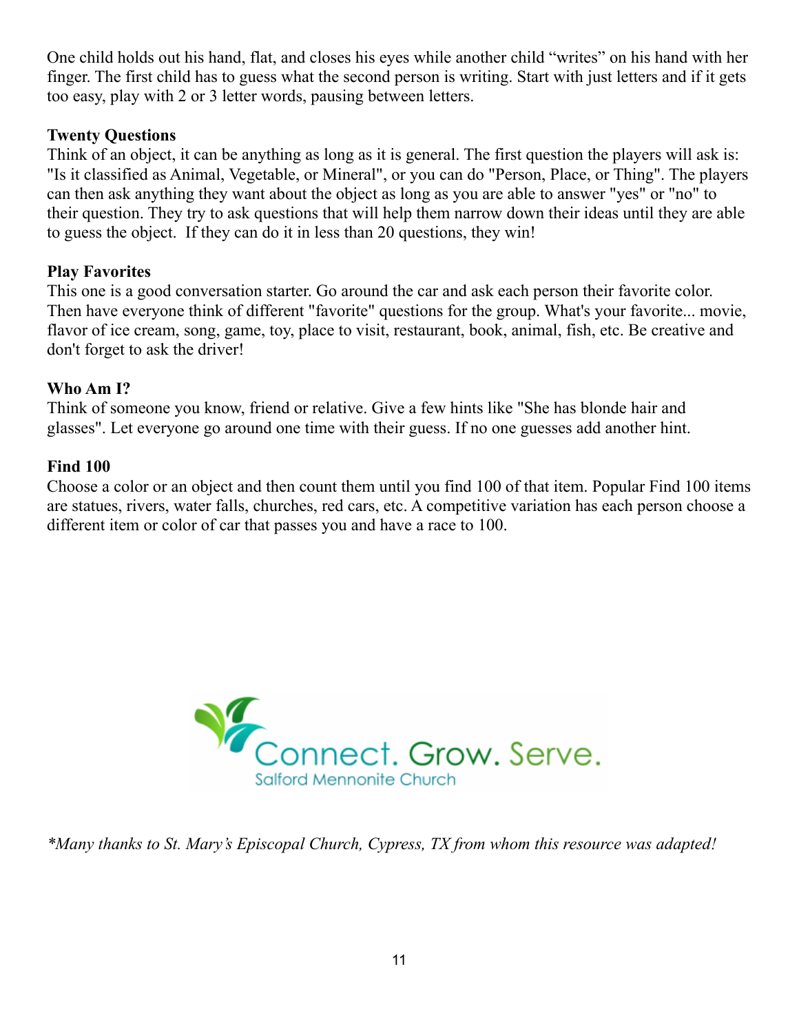One child holds out his hand, flat, and closes his eyes while another child "writes" on his hand with her finger. The first child has to guess what the second person is writing. Start with just letters and if it gets too easy, play with 2 or 3 letter words, pausing between letters.

**Twenty Questions**
Think of an object, it can be anything as long as it is general. The first question the players will ask is: "Is it classified as Animal, Vegetable, or Mineral", or you can do "Person, Place, or Thing". The players can then ask anything they want about the object as long as you are able to answer "yes" or "no" to their question. They try to ask questions that will help them narrow down their ideas until they are able to guess the object. If they can do it in less than 20 questions, they win!

**Play Favorites**
This one is a good conversation starter. Go around the car and ask each person their favorite color. Then have everyone think of different "favorite" questions for the group. What's your favorite... movie, flavor of ice cream, song, game, toy, place to visit, restaurant, book, animal, fish, etc. Be creative and don't forget to ask the driver!

**Who Am I?**
Think of someone you know, friend or relative. Give a few hints like "She has blonde hair and glasses". Let everyone go around one time with their guess. If no one guesses add another hint.

**Find 100**
Choose a color or an object and then count them until you find 100 of that item. Popular Find 100 items are statues, rivers, water falls, churches, red cars, etc. A competitive variation has each person choose a different item or color of car that passes you and have a race to 100.

Connect. Grow. Serve.
Salford Mennonite Church

*\*Many thanks to St. Mary's Episcopal Church, Cypress, TX from whom this resource was adapted!*